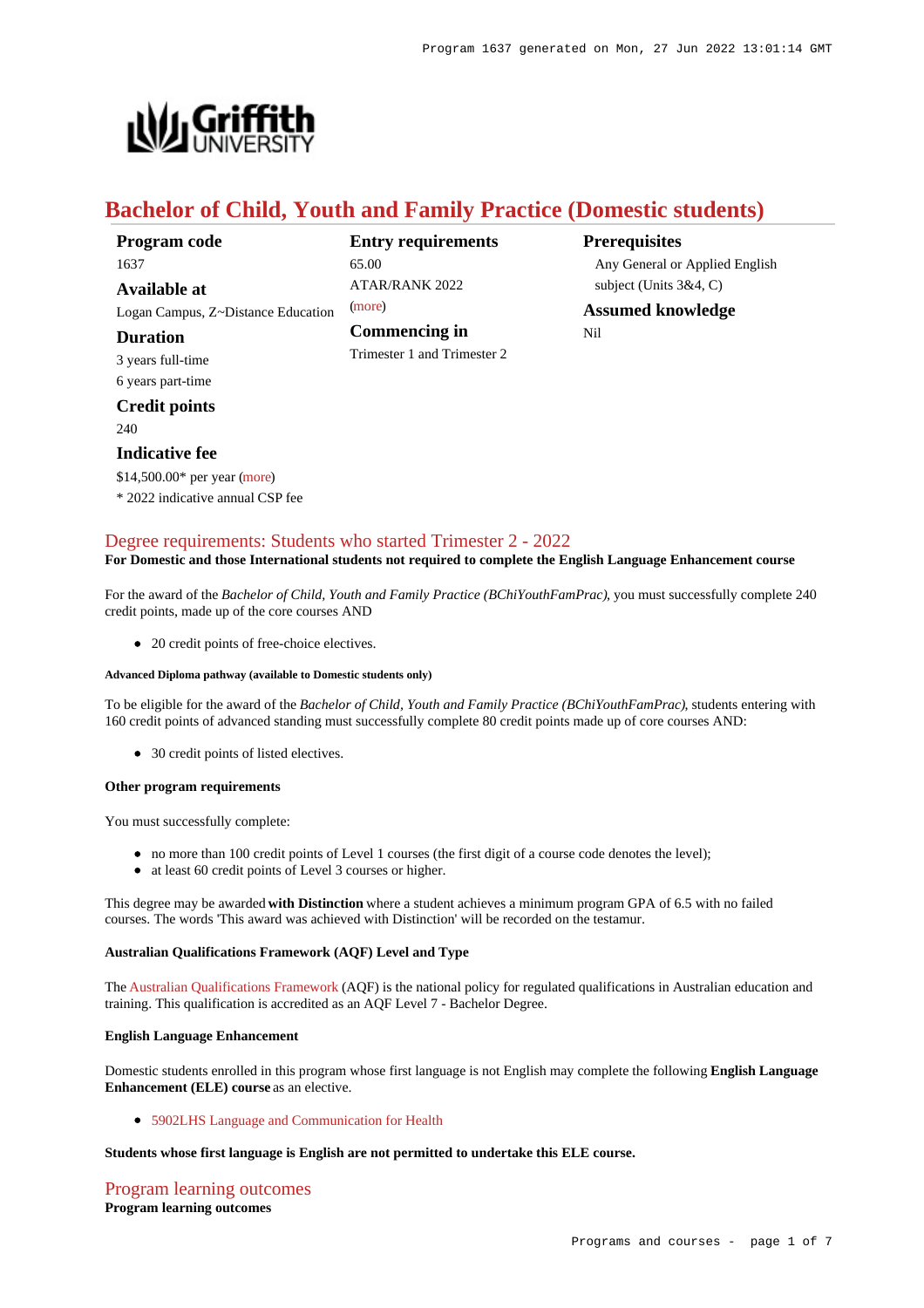# Bachelor of Child, Youth and Family Practice (Domestic students)

**Program code**
1637

**Available at**
Logan Campus, Z~Distance Education

**Duration**
3 years full-time
6 years part-time

**Credit points**
240

**Indicative fee**
$14,500.00* per year (more)
* 2022 indicative annual CSP fee

**Entry requirements**
65.00
ATAR/RANK 2022
(more)

**Commencing in**
Trimester 1 and Trimester 2

**Prerequisites**
Any General or Applied English subject (Units 3&4, C)

**Assumed knowledge**
Nil

## Degree requirements: Students who started Trimester 2 - 2022

**For Domestic and those International students not required to complete the English Language Enhancement course**

For the award of the *Bachelor of Child, Youth and Family Practice (BChiYouthFamPrac)*, you must successfully complete 240 credit points, made up of the core courses AND

- 20 credit points of free-choice electives.

##### Advanced Diploma pathway (available to Domestic students only)

To be eligible for the award of the *Bachelor of Child, Youth and Family Practice (BChiYouthFamPrac)*, students entering with 160 credit points of advanced standing must successfully complete 80 credit points made up of core courses AND:

- 30 credit points of listed electives.

#### Other program requirements

You must successfully complete:

- no more than 100 credit points of Level 1 courses (the first digit of a course code denotes the level);
- at least 60 credit points of Level 3 courses or higher.

This degree may be awarded **with Distinction** where a student achieves a minimum program GPA of 6.5 with no failed courses. The words 'This award was achieved with Distinction' will be recorded on the testamur.

#### Australian Qualifications Framework (AQF) Level and Type

The Australian Qualifications Framework (AQF) is the national policy for regulated qualifications in Australian education and training. This qualification is accredited as an AQF Level 7 - Bachelor Degree.

#### English Language Enhancement

Domestic students enrolled in this program whose first language is not English may complete the following **English Language Enhancement (ELE) course** as an elective.

- 5902LHS Language and Communication for Health

**Students whose first language is English are not permitted to undertake this ELE course.**

## Program learning outcomes

**Program learning outcomes**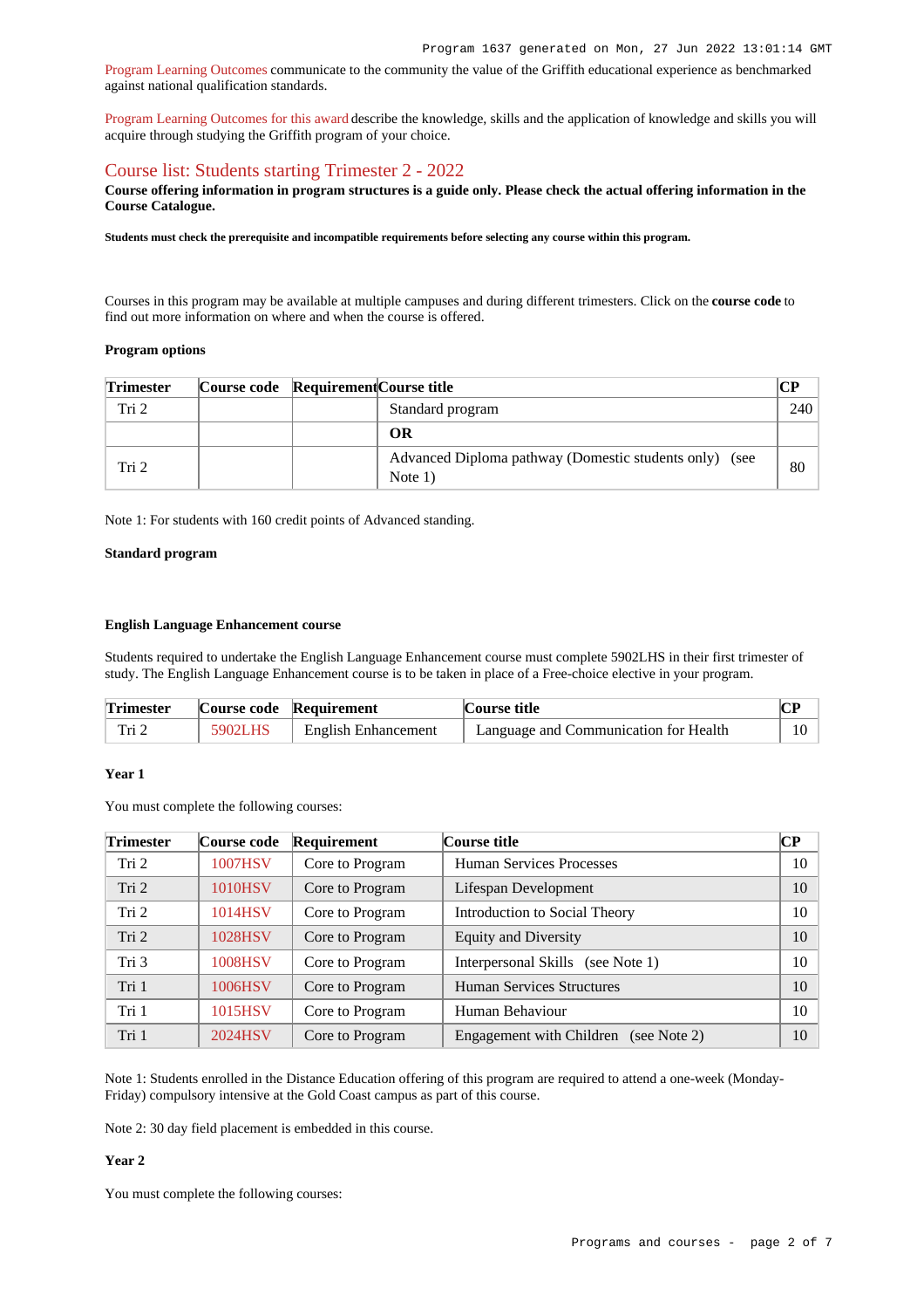Program Learning Outcomes communicate to the community the value of the Griffith educational experience as benchmarked against national qualification standards.

Program Learning Outcomes for this award describe the knowledge, skills and the application of knowledge and skills you will acquire through studying the Griffith program of your choice.

## Course list: Students starting Trimester 2 - 2022

**Course offering information in program structures is a guide only. Please check the actual offering information in the Course Catalogue.**

**Students must check the prerequisite and incompatible requirements before selecting any course within this program.**

Courses in this program may be available at multiple campuses and during different trimesters. Click on the **course code** to find out more information on where and when the course is offered.

#### Program options

| Trimester | Course code | Requirement | Course title | CP |
|---|---|---|---|---|
| Tri 2 | | | Standard program | 240 |
| | | | **OR** | |
| Tri 2 | | | Advanced Diploma pathway (Domestic students only) (see Note 1) | 80 |

Note 1: For students with 160 credit points of Advanced standing.

#### Standard program

##### English Language Enhancement course

Students required to undertake the English Language Enhancement course must complete 5902LHS in their first trimester of study. The English Language Enhancement course is to be taken in place of a Free-choice elective in your program.

| Trimester | Course code | Requirement | Course title | CP |
|---|---|---|---|---|
| Tri 2 | 5902LHS | English Enhancement | Language and Communication for Health | 10 |

#### Year 1

You must complete the following courses:

| Trimester | Course code | Requirement | Course title | CP |
|---|---|---|---|---|
| Tri 2 | 1007HSV | Core to Program | Human Services Processes | 10 |
| Tri 2 | 1010HSV | Core to Program | Lifespan Development | 10 |
| Tri 2 | 1014HSV | Core to Program | Introduction to Social Theory | 10 |
| Tri 2 | 1028HSV | Core to Program | Equity and Diversity | 10 |
| Tri 3 | 1008HSV | Core to Program | Interpersonal Skills (see Note 1) | 10 |
| Tri 1 | 1006HSV | Core to Program | Human Services Structures | 10 |
| Tri 1 | 1015HSV | Core to Program | Human Behaviour | 10 |
| Tri 1 | 2024HSV | Core to Program | Engagement with Children (see Note 2) | 10 |

Note 1: Students enrolled in the Distance Education offering of this program are required to attend a one-week (Monday-Friday) compulsory intensive at the Gold Coast campus as part of this course.

Note 2: 30 day field placement is embedded in this course.

#### Year 2

You must complete the following courses: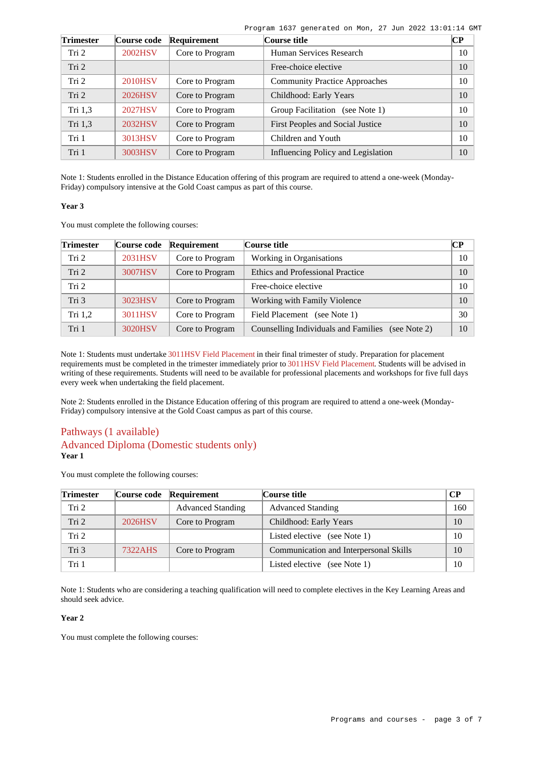| Trimester | Course code | Requirement | Course title | CP |
| --- | --- | --- | --- | --- |
| Tri 2 | 2002HSV | Core to Program | Human Services Research | 10 |
| Tri 2 | | | Free-choice elective | 10 |
| Tri 2 | 2010HSV | Core to Program | Community Practice Approaches | 10 |
| Tri 2 | 2026HSV | Core to Program | Childhood: Early Years | 10 |
| Tri 1,3 | 2027HSV | Core to Program | Group Facilitation (see Note 1) | 10 |
| Tri 1,3 | 2032HSV | Core to Program | First Peoples and Social Justice | 10 |
| Tri 1 | 3013HSV | Core to Program | Children and Youth | 10 |
| Tri 1 | 3003HSV | Core to Program | Influencing Policy and Legislation | 10 |

Note 1: Students enrolled in the Distance Education offering of this program are required to attend a one-week (Monday-Friday) compulsory intensive at the Gold Coast campus as part of this course.

**Year 3**

You must complete the following courses:

| Trimester | Course code | Requirement | Course title | CP |
| --- | --- | --- | --- | --- |
| Tri 2 | 2031HSV | Core to Program | Working in Organisations | 10 |
| Tri 2 | 3007HSV | Core to Program | Ethics and Professional Practice | 10 |
| Tri 2 | | | Free-choice elective | 10 |
| Tri 3 | 3023HSV | Core to Program | Working with Family Violence | 10 |
| Tri 1,2 | 3011HSV | Core to Program | Field Placement (see Note 1) | 30 |
| Tri 1 | 3020HSV | Core to Program | Counselling Individuals and Families (see Note 2) | 10 |

Note 1: Students must undertake 3011HSV Field Placement in their final trimester of study. Preparation for placement requirements must be completed in the trimester immediately prior to 3011HSV Field Placement. Students will be advised in writing of these requirements. Students will need to be available for professional placements and workshops for five full days every week when undertaking the field placement.

Note 2: Students enrolled in the Distance Education offering of this program are required to attend a one-week (Monday-Friday) compulsory intensive at the Gold Coast campus as part of this course.

## Pathways (1 available)

## Advanced Diploma (Domestic students only)

**Year 1**

You must complete the following courses:

| Trimester | Course code | Requirement | Course title | CP |
| --- | --- | --- | --- | --- |
| Tri 2 | | Advanced Standing | Advanced Standing | 160 |
| Tri 2 | 2026HSV | Core to Program | Childhood: Early Years | 10 |
| Tri 2 | | | Listed elective (see Note 1) | 10 |
| Tri 3 | 7322AHS | Core to Program | Communication and Interpersonal Skills | 10 |
| Tri 1 | | | Listed elective (see Note 1) | 10 |

Note 1: Students who are considering a teaching qualification will need to complete electives in the Key Learning Areas and should seek advice.

**Year 2**

You must complete the following courses: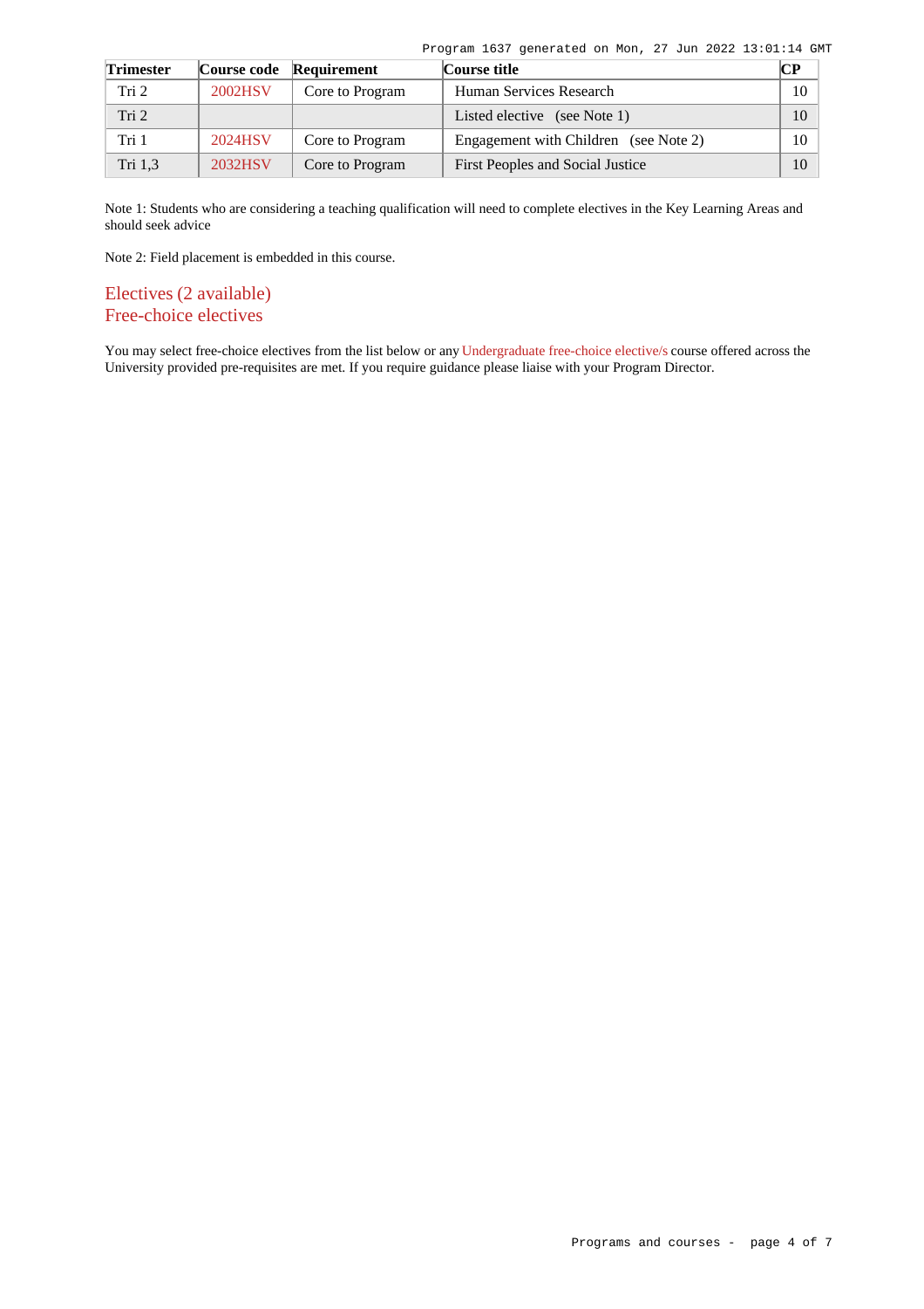| Trimester | Course code | Requirement | Course title | CP |
| --- | --- | --- | --- | --- |
| Tri 2 | 2002HSV | Core to Program | Human Services Research | 10 |
| Tri 2 | | | Listed elective (see Note 1) | 10 |
| Tri 1 | 2024HSV | Core to Program | Engagement with Children (see Note 2) | 10 |
| Tri 1,3 | 2032HSV | Core to Program | First Peoples and Social Justice | 10 |

Note 1: Students who are considering a teaching qualification will need to complete electives in the Key Learning Areas and should seek advice

Note 2: Field placement is embedded in this course.

## Electives (2 available)

## Free-choice electives

You may select free-choice electives from the list below or any Undergraduate free-choice elective/s course offered across the University provided pre-requisites are met. If you require guidance please liaise with your Program Director.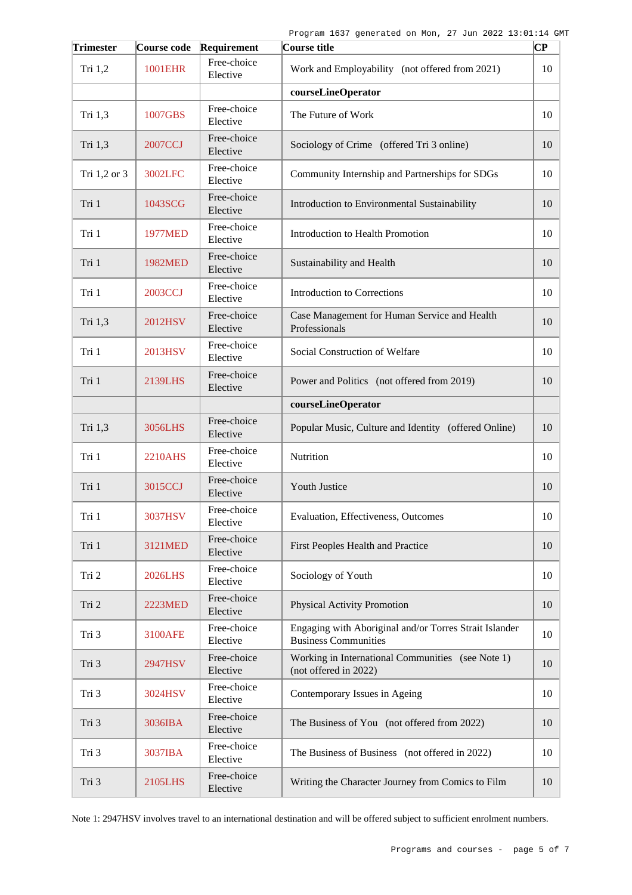| Trimester | Course code | Requirement | Course title | CP |
|---|---|---|---|---|
| Tri 1,2 | 1001EHR | Free-choice Elective | Work and Employability (not offered from 2021) | 10 |
| | | | **courseLineOperator** | |
| Tri 1,3 | 1007GBS | Free-choice Elective | The Future of Work | 10 |
| Tri 1,3 | 2007CCJ | Free-choice Elective | Sociology of Crime (offered Tri 3 online) | 10 |
| Tri 1,2 or 3 | 3002LFC | Free-choice Elective | Community Internship and Partnerships for SDGs | 10 |
| Tri 1 | 1043SCG | Free-choice Elective | Introduction to Environmental Sustainability | 10 |
| Tri 1 | 1977MED | Free-choice Elective | Introduction to Health Promotion | 10 |
| Tri 1 | 1982MED | Free-choice Elective | Sustainability and Health | 10 |
| Tri 1 | 2003CCJ | Free-choice Elective | Introduction to Corrections | 10 |
| Tri 1,3 | 2012HSV | Free-choice Elective | Case Management for Human Service and Health Professionals | 10 |
| Tri 1 | 2013HSV | Free-choice Elective | Social Construction of Welfare | 10 |
| Tri 1 | 2139LHS | Free-choice Elective | Power and Politics (not offered from 2019) | 10 |
| | | | **courseLineOperator** | |
| Tri 1,3 | 3056LHS | Free-choice Elective | Popular Music, Culture and Identity (offered Online) | 10 |
| Tri 1 | 2210AHS | Free-choice Elective | Nutrition | 10 |
| Tri 1 | 3015CCJ | Free-choice Elective | Youth Justice | 10 |
| Tri 1 | 3037HSV | Free-choice Elective | Evaluation, Effectiveness, Outcomes | 10 |
| Tri 1 | 3121MED | Free-choice Elective | First Peoples Health and Practice | 10 |
| Tri 2 | 2026LHS | Free-choice Elective | Sociology of Youth | 10 |
| Tri 2 | 2223MED | Free-choice Elective | Physical Activity Promotion | 10 |
| Tri 3 | 3100AFE | Free-choice Elective | Engaging with Aboriginal and/or Torres Strait Islander Business Communities | 10 |
| Tri 3 | 2947HSV | Free-choice Elective | Working in International Communities (see Note 1) (not offered in 2022) | 10 |
| Tri 3 | 3024HSV | Free-choice Elective | Contemporary Issues in Ageing | 10 |
| Tri 3 | 3036IBA | Free-choice Elective | The Business of You (not offered from 2022) | 10 |
| Tri 3 | 3037IBA | Free-choice Elective | The Business of Business (not offered in 2022) | 10 |
| Tri 3 | 2105LHS | Free-choice Elective | Writing the Character Journey from Comics to Film | 10 |

Note 1: 2947HSV involves travel to an international destination and will be offered subject to sufficient enrolment numbers.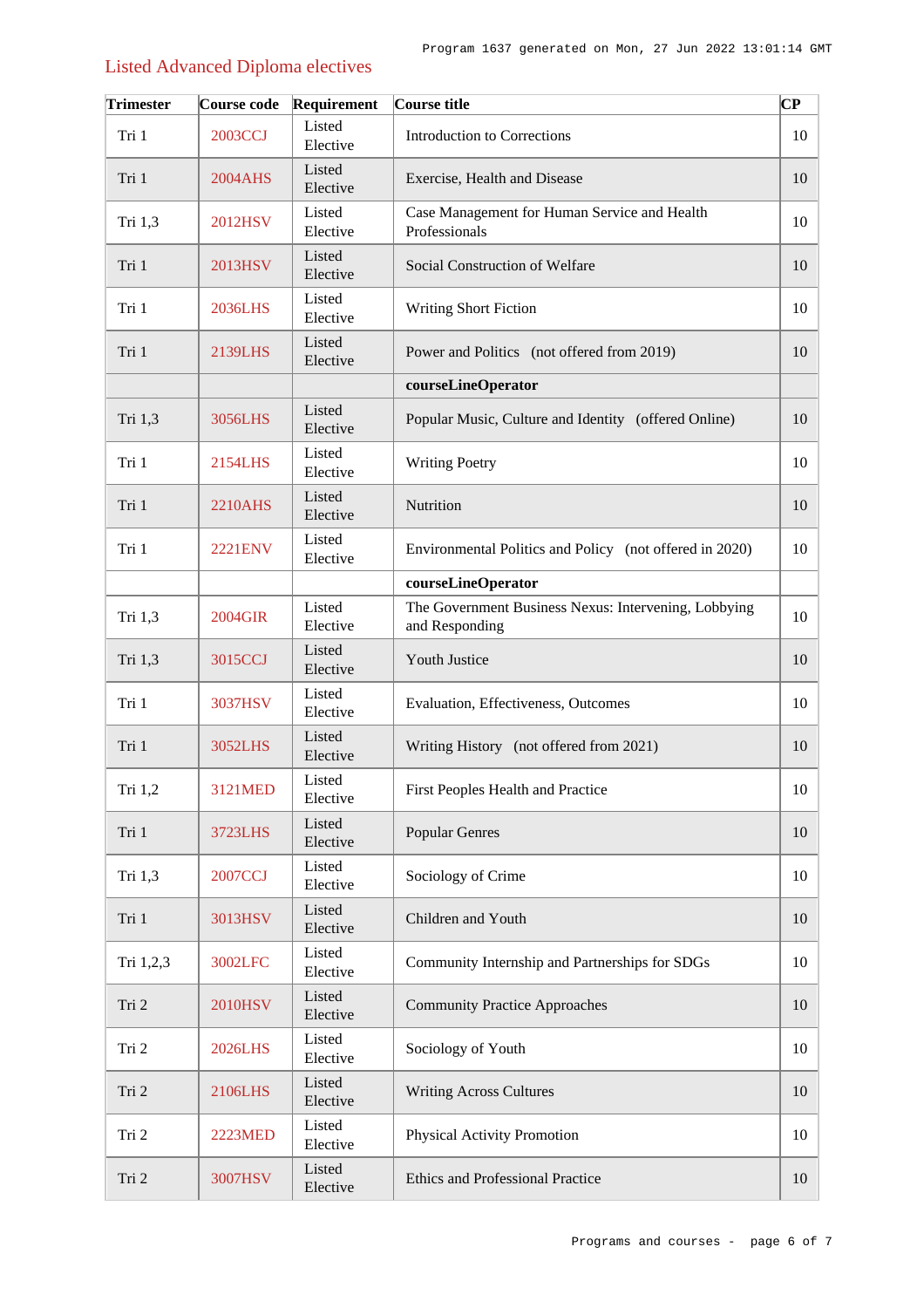## Listed Advanced Diploma electives

| Trimester | Course code | Requirement | Course title | CP |
|---|---|---|---|---|
| Tri 1 | 2003CCJ | Listed Elective | Introduction to Corrections | 10 |
| Tri 1 | 2004AHS | Listed Elective | Exercise, Health and Disease | 10 |
| Tri 1,3 | 2012HSV | Listed Elective | Case Management for Human Service and Health Professionals | 10 |
| Tri 1 | 2013HSV | Listed Elective | Social Construction of Welfare | 10 |
| Tri 1 | 2036LHS | Listed Elective | Writing Short Fiction | 10 |
| Tri 1 | 2139LHS | Listed Elective | Power and Politics (not offered from 2019) | 10 |
| | | | **courseLineOperator** | |
| Tri 1,3 | 3056LHS | Listed Elective | Popular Music, Culture and Identity (offered Online) | 10 |
| Tri 1 | 2154LHS | Listed Elective | Writing Poetry | 10 |
| Tri 1 | 2210AHS | Listed Elective | Nutrition | 10 |
| Tri 1 | 2221ENV | Listed Elective | Environmental Politics and Policy (not offered in 2020) | 10 |
| | | | **courseLineOperator** | |
| Tri 1,3 | 2004GIR | Listed Elective | The Government Business Nexus: Intervening, Lobbying and Responding | 10 |
| Tri 1,3 | 3015CCJ | Listed Elective | Youth Justice | 10 |
| Tri 1 | 3037HSV | Listed Elective | Evaluation, Effectiveness, Outcomes | 10 |
| Tri 1 | 3052LHS | Listed Elective | Writing History (not offered from 2021) | 10 |
| Tri 1,2 | 3121MED | Listed Elective | First Peoples Health and Practice | 10 |
| Tri 1 | 3723LHS | Listed Elective | Popular Genres | 10 |
| Tri 1,3 | 2007CCJ | Listed Elective | Sociology of Crime | 10 |
| Tri 1 | 3013HSV | Listed Elective | Children and Youth | 10 |
| Tri 1,2,3 | 3002LFC | Listed Elective | Community Internship and Partnerships for SDGs | 10 |
| Tri 2 | 2010HSV | Listed Elective | Community Practice Approaches | 10 |
| Tri 2 | 2026LHS | Listed Elective | Sociology of Youth | 10 |
| Tri 2 | 2106LHS | Listed Elective | Writing Across Cultures | 10 |
| Tri 2 | 2223MED | Listed Elective | Physical Activity Promotion | 10 |
| Tri 2 | 3007HSV | Listed Elective | Ethics and Professional Practice | 10 |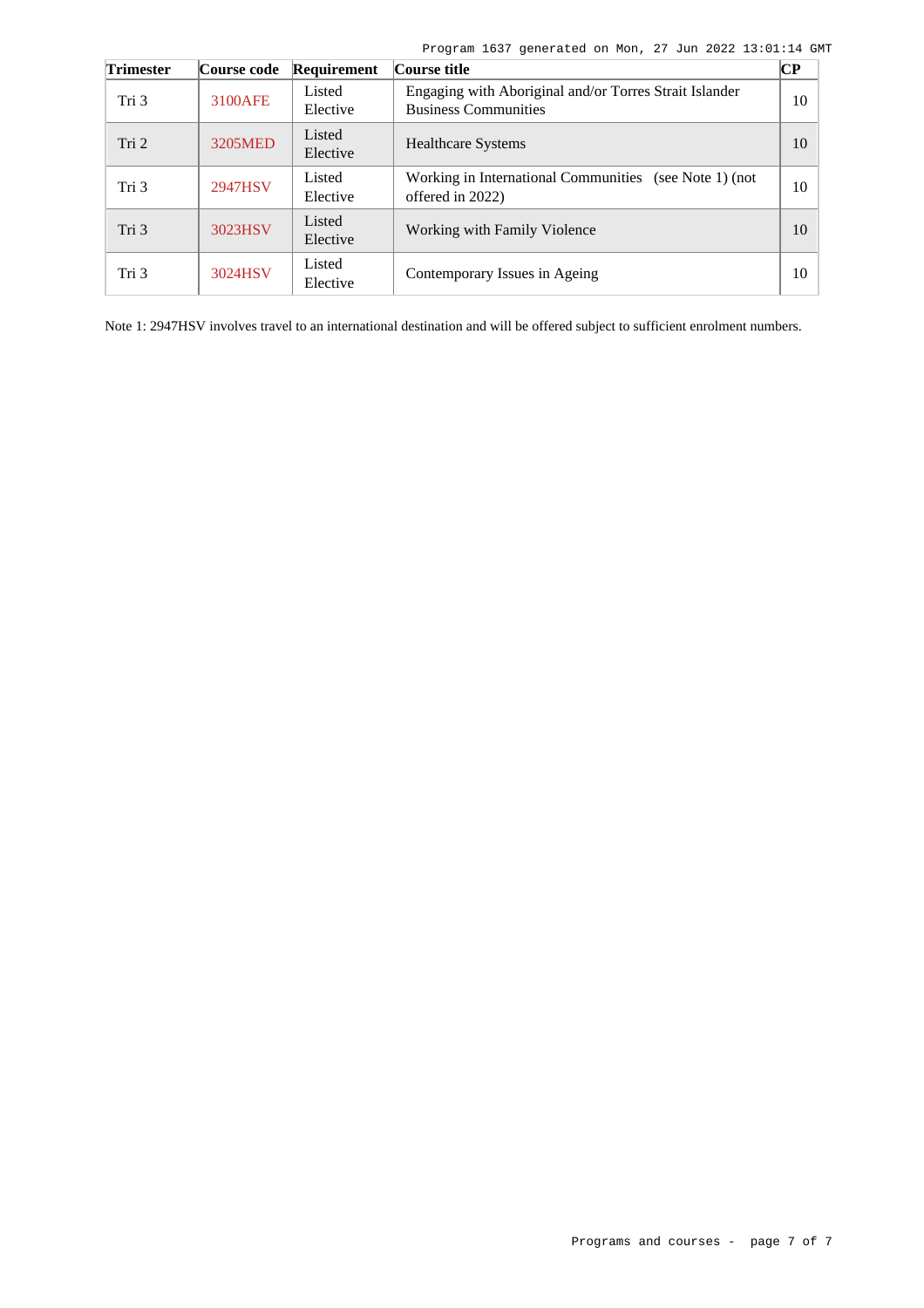| Trimester | Course code | Requirement | Course title | CP |
| --- | --- | --- | --- | --- |
| Tri 3 | 3100AFE | Listed Elective | Engaging with Aboriginal and/or Torres Strait Islander Business Communities | 10 |
| Tri 2 | 3205MED | Listed Elective | Healthcare Systems | 10 |
| Tri 3 | 2947HSV | Listed Elective | Working in International Communities (see Note 1) (not offered in 2022) | 10 |
| Tri 3 | 3023HSV | Listed Elective | Working with Family Violence | 10 |
| Tri 3 | 3024HSV | Listed Elective | Contemporary Issues in Ageing | 10 |

Note 1: 2947HSV involves travel to an international destination and will be offered subject to sufficient enrolment numbers.